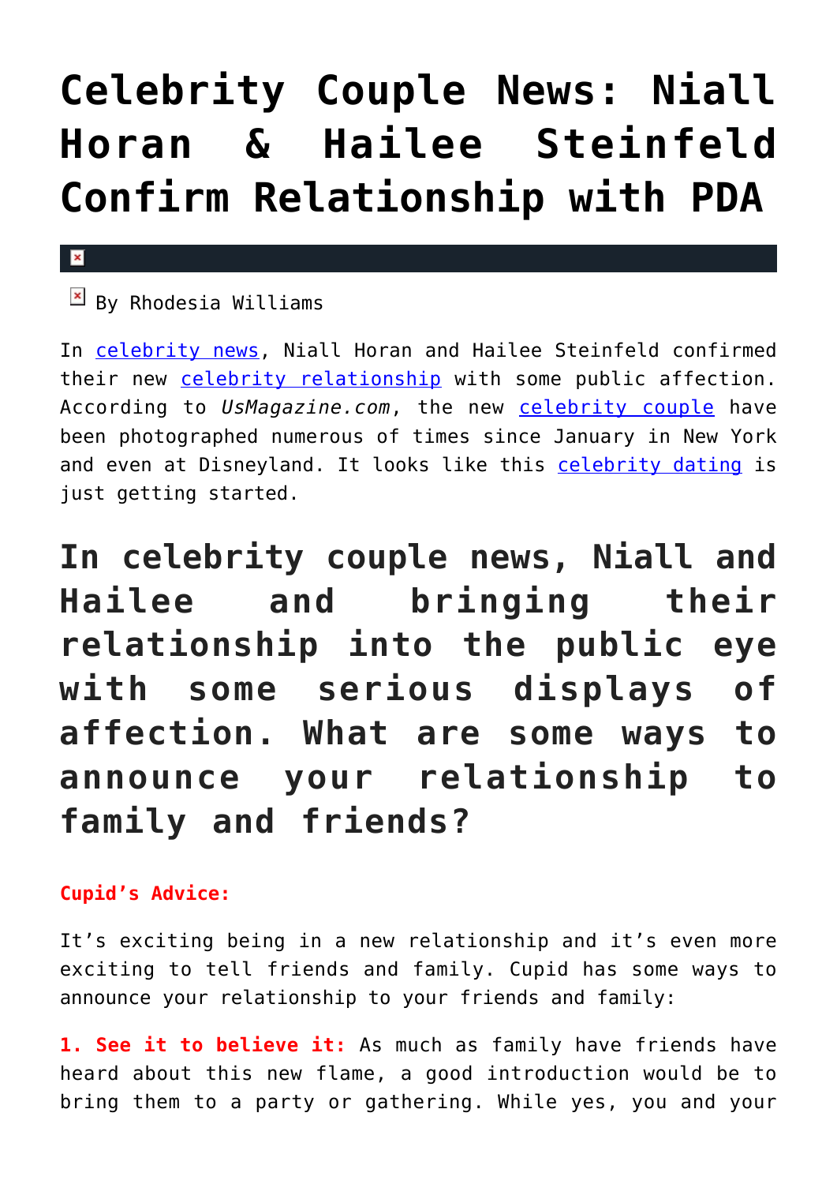# Celebrity Couple News: Niall Horan & Hailee Steinfeld Confirm Relationship with PDA

By Rhodesia Williams

In celebrity news, Niall Horan and Hailee Steinfeld confirmed their new celebrity relationship with some public affection. According to *UsMagazine.com*, the new celebrity couple have been photographed numerous of times since January in New York and even at Disneyland. It looks like this celebrity dating is just getting started.

## In celebrity couple news, Niall and Hailee and bringing their relationship into the public eye with some serious displays of affection. What are some ways to announce your relationship to family and friends?

**Cupid's Advice:**

It's exciting being in a new relationship and it's even more exciting to tell friends and family. Cupid has some ways to announce your relationship to your friends and family:

**1. See it to believe it:** As much as family have friends have heard about this new flame, a good introduction would be to bring them to a party or gathering. While yes, you and your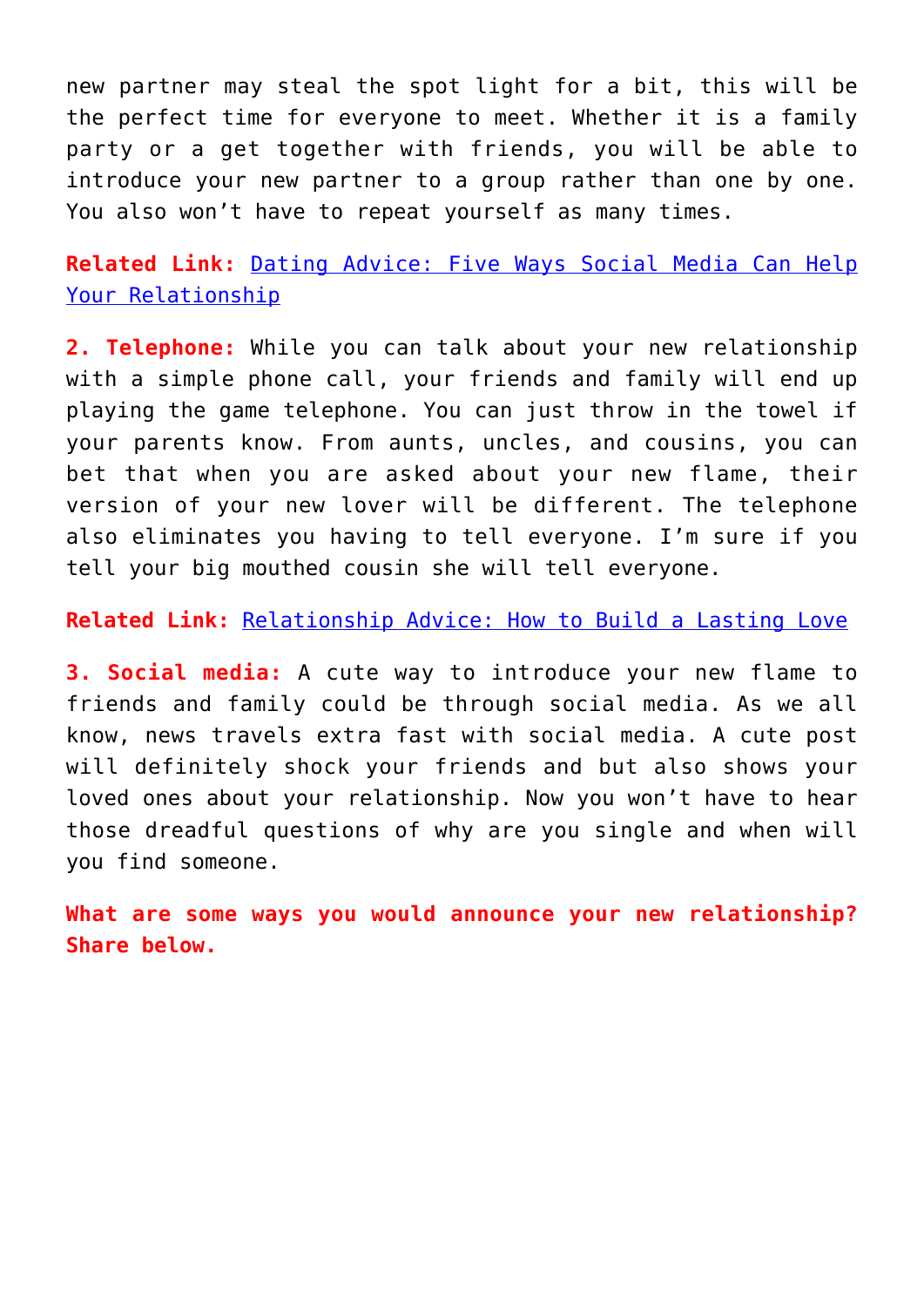new partner may steal the spot light for a bit, this will be the perfect time for everyone to meet. Whether it is a family party or a get together with friends, you will be able to introduce your new partner to a group rather than one by one. You also won't have to repeat yourself as many times.

**Related Link:** [Dating Advice: Five Ways Social Media Can Help Your Relationship]

**2. Telephone:** While you can talk about your new relationship with a simple phone call, your friends and family will end up playing the game telephone. You can just throw in the towel if your parents know. From aunts, uncles, and cousins, you can bet that when you are asked about your new flame, their version of your new lover will be different. The telephone also eliminates you having to tell everyone. I'm sure if you tell your big mouthed cousin she will tell everyone.

**Related Link:** [Relationship Advice: How to Build a Lasting Love]

**3. Social media:** A cute way to introduce your new flame to friends and family could be through social media. As we all know, news travels extra fast with social media. A cute post will definitely shock your friends and but also shows your loved ones about your relationship. Now you won't have to hear those dreadful questions of why are you single and when will you find someone.

**What are some ways you would announce your new relationship? Share below.**